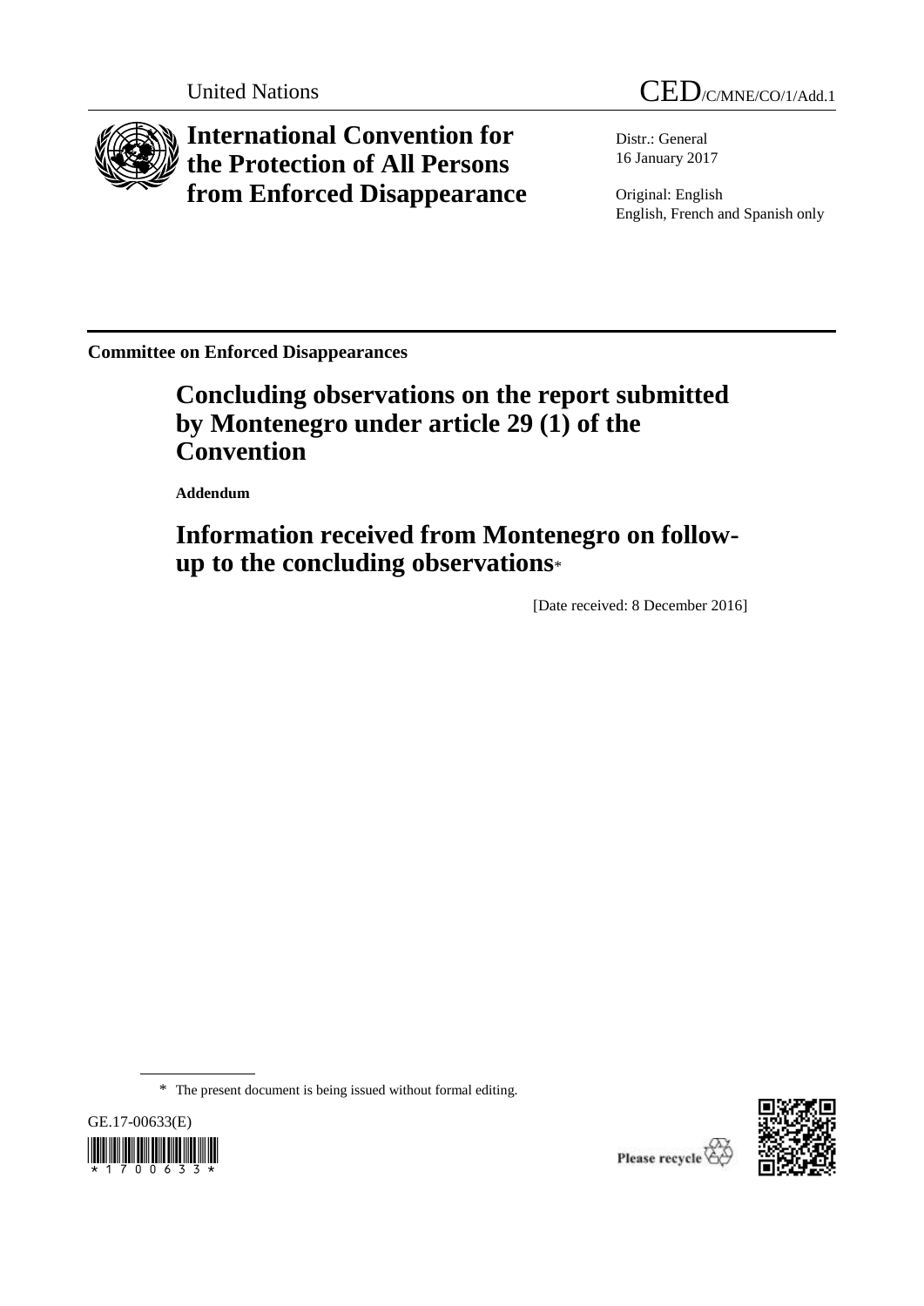United Nations

CED/C/MNE/CO/1/Add.1

# International Convention for the Protection of All Persons from Enforced Disappearance

Distr.: General
16 January 2017

Original: English
English, French and Spanish only

**Committee on Enforced Disappearances**

## Concluding observations on the report submitted by Montenegro under article 29 (1) of the Convention

**Addendum**

## Information received from Montenegro on follow-up to the concluding observations*

[Date received: 8 December 2016]

\* The present document is being issued without formal editing.

GE.17-00633(E)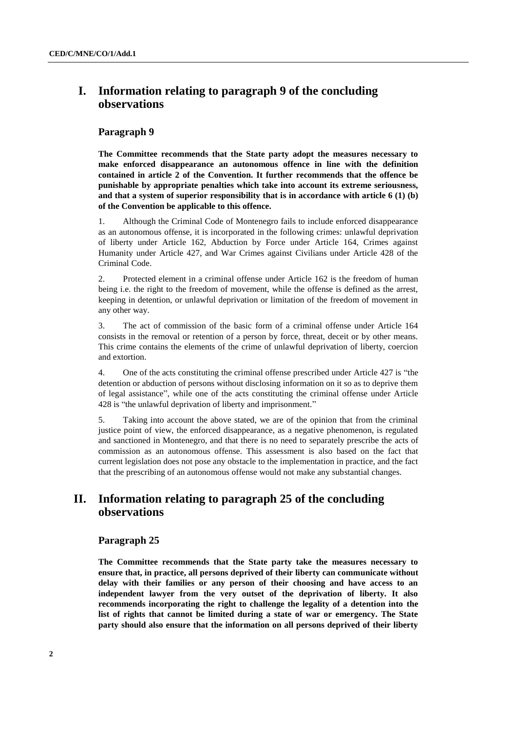# I. Information relating to paragraph 9 of the concluding observations

## Paragraph 9

**The Committee recommends that the State party adopt the measures necessary to make enforced disappearance an autonomous offence in line with the definition contained in article 2 of the Convention. It further recommends that the offence be punishable by appropriate penalties which take into account its extreme seriousness, and that a system of superior responsibility that is in accordance with article 6 (1) (b) of the Convention be applicable to this offence.**

1. Although the Criminal Code of Montenegro fails to include enforced disappearance as an autonomous offense, it is incorporated in the following crimes: unlawful deprivation of liberty under Article 162, Abduction by Force under Article 164, Crimes against Humanity under Article 427, and War Crimes against Civilians under Article 428 of the Criminal Code.

2. Protected element in a criminal offense under Article 162 is the freedom of human being i.e. the right to the freedom of movement, while the offense is defined as the arrest, keeping in detention, or unlawful deprivation or limitation of the freedom of movement in any other way.

3. The act of commission of the basic form of a criminal offense under Article 164 consists in the removal or retention of a person by force, threat, deceit or by other means. This crime contains the elements of the crime of unlawful deprivation of liberty, coercion and extortion.

4. One of the acts constituting the criminal offense prescribed under Article 427 is "the detention or abduction of persons without disclosing information on it so as to deprive them of legal assistance", while one of the acts constituting the criminal offense under Article 428 is "the unlawful deprivation of liberty and imprisonment."

5. Taking into account the above stated, we are of the opinion that from the criminal justice point of view, the enforced disappearance, as a negative phenomenon, is regulated and sanctioned in Montenegro, and that there is no need to separately prescribe the acts of commission as an autonomous offense. This assessment is also based on the fact that current legislation does not pose any obstacle to the implementation in practice, and the fact that the prescribing of an autonomous offense would not make any substantial changes.

# II. Information relating to paragraph 25 of the concluding observations

## Paragraph 25

**The Committee recommends that the State party take the measures necessary to ensure that, in practice, all persons deprived of their liberty can communicate without delay with their families or any person of their choosing and have access to an independent lawyer from the very outset of the deprivation of liberty. It also recommends incorporating the right to challenge the legality of a detention into the list of rights that cannot be limited during a state of war or emergency. The State party should also ensure that the information on all persons deprived of their liberty**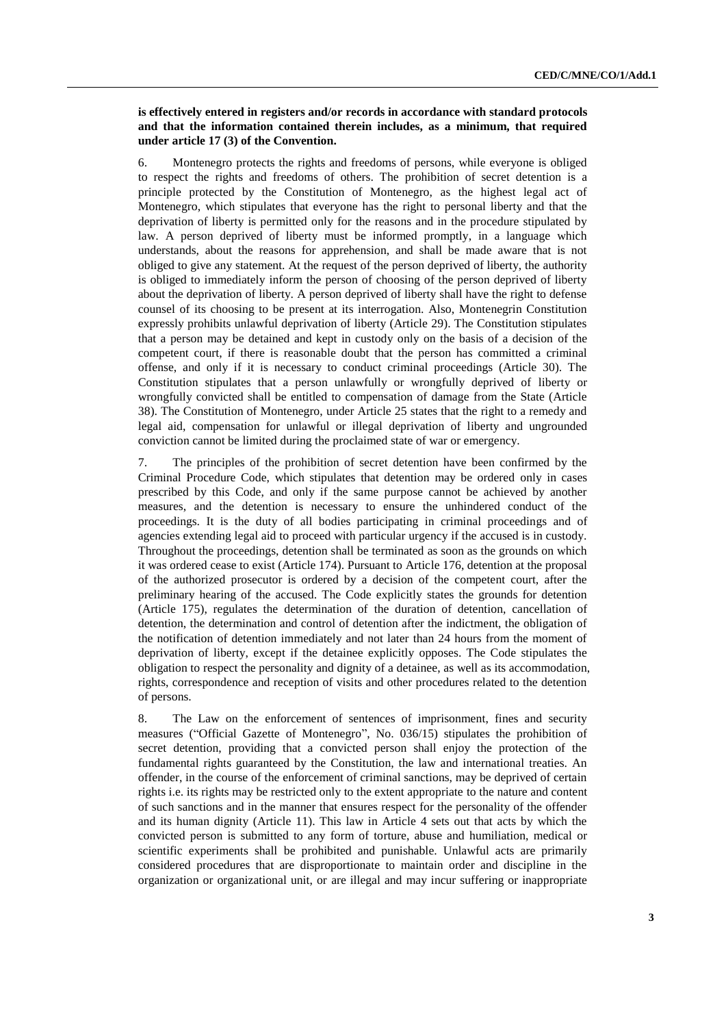**is effectively entered in registers and/or records in accordance with standard protocols and that the information contained therein includes, as a minimum, that required under article 17 (3) of the Convention.**

6. Montenegro protects the rights and freedoms of persons, while everyone is obliged to respect the rights and freedoms of others. The prohibition of secret detention is a principle protected by the Constitution of Montenegro, as the highest legal act of Montenegro, which stipulates that everyone has the right to personal liberty and that the deprivation of liberty is permitted only for the reasons and in the procedure stipulated by law. A person deprived of liberty must be informed promptly, in a language which understands, about the reasons for apprehension, and shall be made aware that is not obliged to give any statement. At the request of the person deprived of liberty, the authority is obliged to immediately inform the person of choosing of the person deprived of liberty about the deprivation of liberty. A person deprived of liberty shall have the right to defense counsel of its choosing to be present at its interrogation. Also, Montenegrin Constitution expressly prohibits unlawful deprivation of liberty (Article 29). The Constitution stipulates that a person may be detained and kept in custody only on the basis of a decision of the competent court, if there is reasonable doubt that the person has committed a criminal offense, and only if it is necessary to conduct criminal proceedings (Article 30). The Constitution stipulates that a person unlawfully or wrongfully deprived of liberty or wrongfully convicted shall be entitled to compensation of damage from the State (Article 38). The Constitution of Montenegro, under Article 25 states that the right to a remedy and legal aid, compensation for unlawful or illegal deprivation of liberty and ungrounded conviction cannot be limited during the proclaimed state of war or emergency.

7. The principles of the prohibition of secret detention have been confirmed by the Criminal Procedure Code, which stipulates that detention may be ordered only in cases prescribed by this Code, and only if the same purpose cannot be achieved by another measures, and the detention is necessary to ensure the unhindered conduct of the proceedings. It is the duty of all bodies participating in criminal proceedings and of agencies extending legal aid to proceed with particular urgency if the accused is in custody. Throughout the proceedings, detention shall be terminated as soon as the grounds on which it was ordered cease to exist (Article 174). Pursuant to Article 176, detention at the proposal of the authorized prosecutor is ordered by a decision of the competent court, after the preliminary hearing of the accused. The Code explicitly states the grounds for detention (Article 175), regulates the determination of the duration of detention, cancellation of detention, the determination and control of detention after the indictment, the obligation of the notification of detention immediately and not later than 24 hours from the moment of deprivation of liberty, except if the detainee explicitly opposes. The Code stipulates the obligation to respect the personality and dignity of a detainee, as well as its accommodation, rights, correspondence and reception of visits and other procedures related to the detention of persons.

8. The Law on the enforcement of sentences of imprisonment, fines and security measures ("Official Gazette of Montenegro", No. 036/15) stipulates the prohibition of secret detention, providing that a convicted person shall enjoy the protection of the fundamental rights guaranteed by the Constitution, the law and international treaties. An offender, in the course of the enforcement of criminal sanctions, may be deprived of certain rights i.e. its rights may be restricted only to the extent appropriate to the nature and content of such sanctions and in the manner that ensures respect for the personality of the offender and its human dignity (Article 11). This law in Article 4 sets out that acts by which the convicted person is submitted to any form of torture, abuse and humiliation, medical or scientific experiments shall be prohibited and punishable. Unlawful acts are primarily considered procedures that are disproportionate to maintain order and discipline in the organization or organizational unit, or are illegal and may incur suffering or inappropriate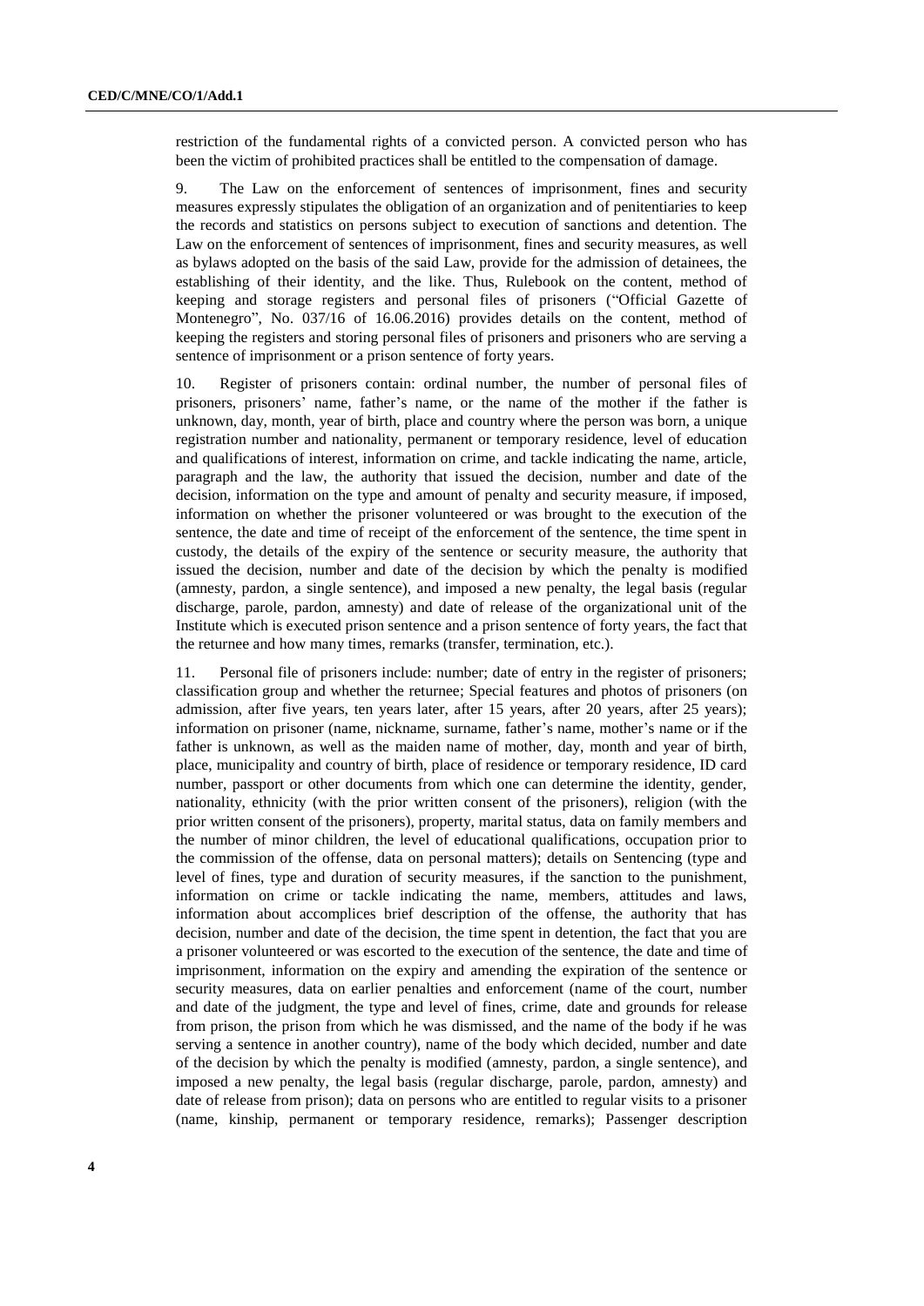restriction of the fundamental rights of a convicted person. A convicted person who has been the victim of prohibited practices shall be entitled to the compensation of damage.

9. The Law on the enforcement of sentences of imprisonment, fines and security measures expressly stipulates the obligation of an organization and of penitentiaries to keep the records and statistics on persons subject to execution of sanctions and detention. The Law on the enforcement of sentences of imprisonment, fines and security measures, as well as bylaws adopted on the basis of the said Law, provide for the admission of detainees, the establishing of their identity, and the like. Thus, Rulebook on the content, method of keeping and storage registers and personal files of prisoners ("Official Gazette of Montenegro", No. 037/16 of 16.06.2016) provides details on the content, method of keeping the registers and storing personal files of prisoners and prisoners who are serving a sentence of imprisonment or a prison sentence of forty years.

10. Register of prisoners contain: ordinal number, the number of personal files of prisoners, prisoners' name, father's name, or the name of the mother if the father is unknown, day, month, year of birth, place and country where the person was born, a unique registration number and nationality, permanent or temporary residence, level of education and qualifications of interest, information on crime, and tackle indicating the name, article, paragraph and the law, the authority that issued the decision, number and date of the decision, information on the type and amount of penalty and security measure, if imposed, information on whether the prisoner volunteered or was brought to the execution of the sentence, the date and time of receipt of the enforcement of the sentence, the time spent in custody, the details of the expiry of the sentence or security measure, the authority that issued the decision, number and date of the decision by which the penalty is modified (amnesty, pardon, a single sentence), and imposed a new penalty, the legal basis (regular discharge, parole, pardon, amnesty) and date of release of the organizational unit of the Institute which is executed prison sentence and a prison sentence of forty years, the fact that the returnee and how many times, remarks (transfer, termination, etc.).

11. Personal file of prisoners include: number; date of entry in the register of prisoners; classification group and whether the returnee; Special features and photos of prisoners (on admission, after five years, ten years later, after 15 years, after 20 years, after 25 years); information on prisoner (name, nickname, surname, father's name, mother's name or if the father is unknown, as well as the maiden name of mother, day, month and year of birth, place, municipality and country of birth, place of residence or temporary residence, ID card number, passport or other documents from which one can determine the identity, gender, nationality, ethnicity (with the prior written consent of the prisoners), religion (with the prior written consent of the prisoners), property, marital status, data on family members and the number of minor children, the level of educational qualifications, occupation prior to the commission of the offense, data on personal matters); details on Sentencing (type and level of fines, type and duration of security measures, if the sanction to the punishment, information on crime or tackle indicating the name, members, attitudes and laws, information about accomplices brief description of the offense, the authority that has decision, number and date of the decision, the time spent in detention, the fact that you are a prisoner volunteered or was escorted to the execution of the sentence, the date and time of imprisonment, information on the expiry and amending the expiration of the sentence or security measures, data on earlier penalties and enforcement (name of the court, number and date of the judgment, the type and level of fines, crime, date and grounds for release from prison, the prison from which he was dismissed, and the name of the body if he was serving a sentence in another country), name of the body which decided, number and date of the decision by which the penalty is modified (amnesty, pardon, a single sentence), and imposed a new penalty, the legal basis (regular discharge, parole, pardon, amnesty) and date of release from prison); data on persons who are entitled to regular visits to a prisoner (name, kinship, permanent or temporary residence, remarks); Passenger description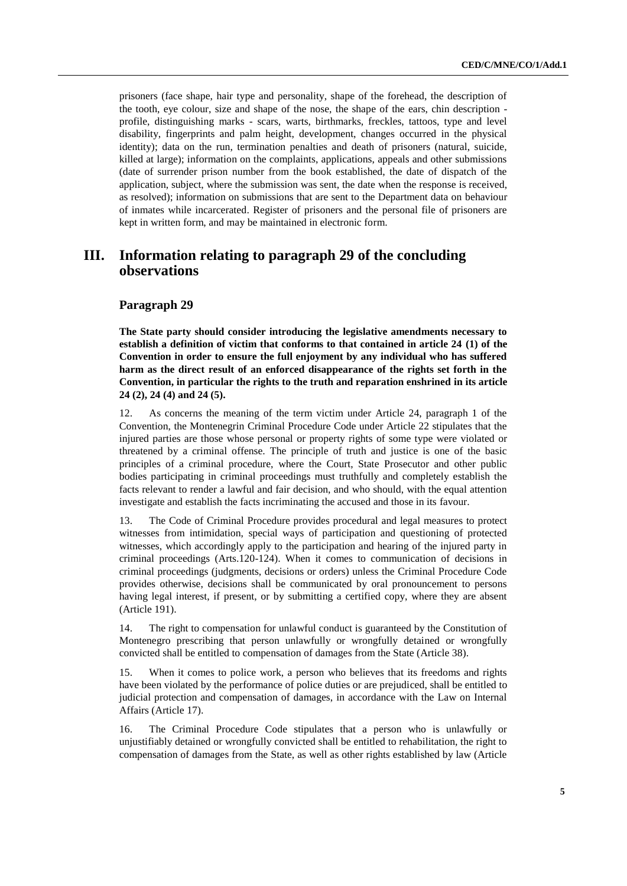prisoners (face shape, hair type and personality, shape of the forehead, the description of the tooth, eye colour, size and shape of the nose, the shape of the ears, chin description - profile, distinguishing marks - scars, warts, birthmarks, freckles, tattoos, type and level disability, fingerprints and palm height, development, changes occurred in the physical identity); data on the run, termination penalties and death of prisoners (natural, suicide, killed at large); information on the complaints, applications, appeals and other submissions (date of surrender prison number from the book established, the date of dispatch of the application, subject, where the submission was sent, the date when the response is received, as resolved); information on submissions that are sent to the Department data on behaviour of inmates while incarcerated. Register of prisoners and the personal file of prisoners are kept in written form, and may be maintained in electronic form.

# III. Information relating to paragraph 29 of the concluding observations

## Paragraph 29

**The State party should consider introducing the legislative amendments necessary to establish a definition of victim that conforms to that contained in article 24 (1) of the Convention in order to ensure the full enjoyment by any individual who has suffered harm as the direct result of an enforced disappearance of the rights set forth in the Convention, in particular the rights to the truth and reparation enshrined in its article 24 (2), 24 (4) and 24 (5).**

12. As concerns the meaning of the term victim under Article 24, paragraph 1 of the Convention, the Montenegrin Criminal Procedure Code under Article 22 stipulates that the injured parties are those whose personal or property rights of some type were violated or threatened by a criminal offense. The principle of truth and justice is one of the basic principles of a criminal procedure, where the Court, State Prosecutor and other public bodies participating in criminal proceedings must truthfully and completely establish the facts relevant to render a lawful and fair decision, and who should, with the equal attention investigate and establish the facts incriminating the accused and those in its favour.

13. The Code of Criminal Procedure provides procedural and legal measures to protect witnesses from intimidation, special ways of participation and questioning of protected witnesses, which accordingly apply to the participation and hearing of the injured party in criminal proceedings (Arts.120-124). When it comes to communication of decisions in criminal proceedings (judgments, decisions or orders) unless the Criminal Procedure Code provides otherwise, decisions shall be communicated by oral pronouncement to persons having legal interest, if present, or by submitting a certified copy, where they are absent (Article 191).

14. The right to compensation for unlawful conduct is guaranteed by the Constitution of Montenegro prescribing that person unlawfully or wrongfully detained or wrongfully convicted shall be entitled to compensation of damages from the State (Article 38).

15. When it comes to police work, a person who believes that its freedoms and rights have been violated by the performance of police duties or are prejudiced, shall be entitled to judicial protection and compensation of damages, in accordance with the Law on Internal Affairs (Article 17).

16. The Criminal Procedure Code stipulates that a person who is unlawfully or unjustifiably detained or wrongfully convicted shall be entitled to rehabilitation, the right to compensation of damages from the State, as well as other rights established by law (Article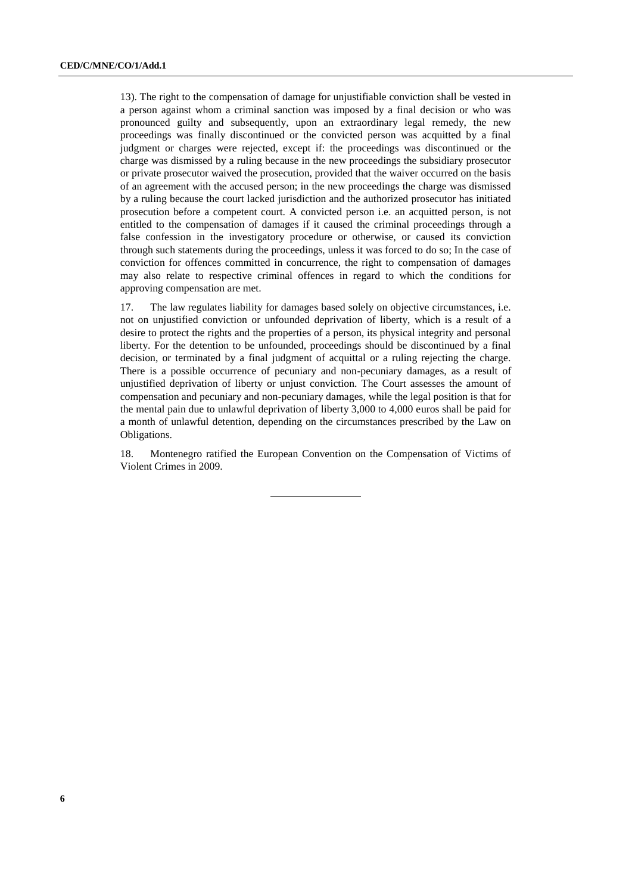13). The right to the compensation of damage for unjustifiable conviction shall be vested in a person against whom a criminal sanction was imposed by a final decision or who was pronounced guilty and subsequently, upon an extraordinary legal remedy, the new proceedings was finally discontinued or the convicted person was acquitted by a final judgment or charges were rejected, except if: the proceedings was discontinued or the charge was dismissed by a ruling because in the new proceedings the subsidiary prosecutor or private prosecutor waived the prosecution, provided that the waiver occurred on the basis of an agreement with the accused person; in the new proceedings the charge was dismissed by a ruling because the court lacked jurisdiction and the authorized prosecutor has initiated prosecution before a competent court. A convicted person i.e. an acquitted person, is not entitled to the compensation of damages if it caused the criminal proceedings through a false confession in the investigatory procedure or otherwise, or caused its conviction through such statements during the proceedings, unless it was forced to do so; In the case of conviction for offences committed in concurrence, the right to compensation of damages may also relate to respective criminal offences in regard to which the conditions for approving compensation are met.

17. The law regulates liability for damages based solely on objective circumstances, i.e. not on unjustified conviction or unfounded deprivation of liberty, which is a result of a desire to protect the rights and the properties of a person, its physical integrity and personal liberty. For the detention to be unfounded, proceedings should be discontinued by a final decision, or terminated by a final judgment of acquittal or a ruling rejecting the charge. There is a possible occurrence of pecuniary and non-pecuniary damages, as a result of unjustified deprivation of liberty or unjust conviction. The Court assesses the amount of compensation and pecuniary and non-pecuniary damages, while the legal position is that for the mental pain due to unlawful deprivation of liberty 3,000 to 4,000 euros shall be paid for a month of unlawful detention, depending on the circumstances prescribed by the Law on Obligations.

18. Montenegro ratified the European Convention on the Compensation of Victims of Violent Crimes in 2009.